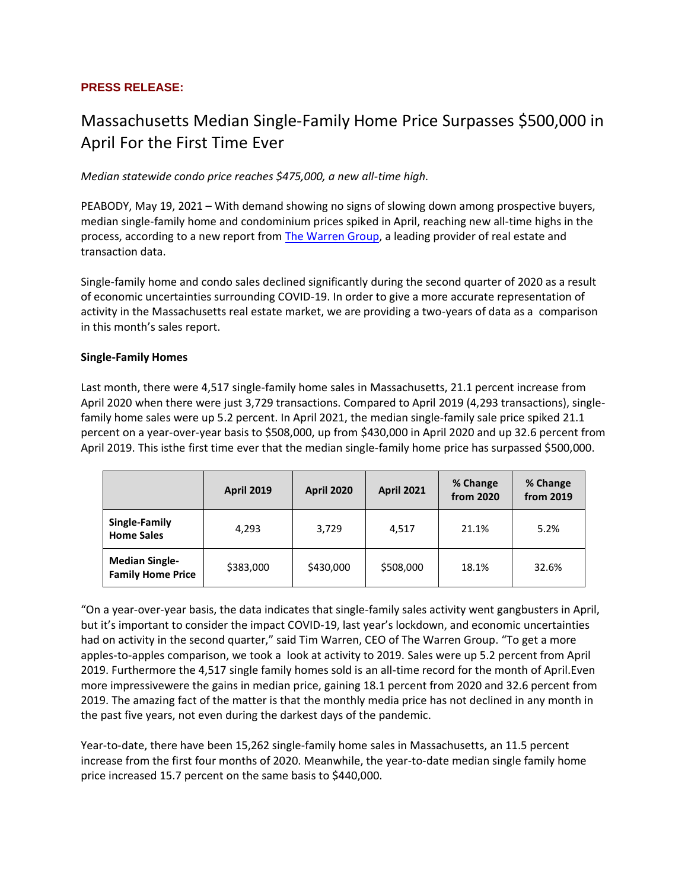**PRESS RELEASE:**

# Massachusetts Median Single-Family Home Price Surpasses $500,000 in April For the First Time Ever

*Median statewide condo price reaches $475,000, a new all-time high.*

PEABODY, May 19, 2021 – With demand showing no signs of slowing down among prospective buyers, median single-family home and condominium prices spiked in April, reaching new all-time highs in the process, according to a new report from [The Warren Group](), a leading provider of real estate and transaction data.

Single-family home and condo sales declined significantly during the second quarter of 2020 as a result of economic uncertainties surrounding COVID-19. In order to give a more accurate representation of activity in the Massachusetts real estate market, we are providing a two-years of data as a comparison in this month's sales report.

**Single-Family Homes**

Last month, there were 4,517 single-family home sales in Massachusetts, 21.1 percent increase from April 2020 when there were just 3,729 transactions. Compared to April 2019 (4,293 transactions), single-family home sales were up 5.2 percent. In April 2021, the median single-family sale price spiked 21.1 percent on a year-over-year basis to $508,000, up from $430,000 in April 2020 and up 32.6 percent from April 2019. This isthe first time ever that the median single-family home price has surpassed $500,000.

| | April 2019 | April 2020 | April 2021 | % Change from 2020 | % Change from 2019 |
|---|---|---|---|---|---|
| **Single-Family Home Sales** | 4,293 | 3,729 | 4,517 | 21.1% | 5.2% |
| **Median Single-Family Home Price** | $383,000 | $430,000 | $508,000 | 18.1% | 32.6% |

"On a year-over-year basis, the data indicates that single-family sales activity went gangbusters in April, but it's important to consider the impact COVID-19, last year's lockdown, and economic uncertainties had on activity in the second quarter," said Tim Warren, CEO of The Warren Group. "To get a more apples-to-apples comparison, we took a look at activity to 2019. Sales were up 5.2 percent from April 2019. Furthermore the 4,517 single family homes sold is an all-time record for the month of April.Even more impressivewere the gains in median price, gaining 18.1 percent from 2020 and 32.6 percent from 2019. The amazing fact of the matter is that the monthly media price has not declined in any month in the past five years, not even during the darkest days of the pandemic.

Year-to-date, there have been 15,262 single-family home sales in Massachusetts, an 11.5 percent increase from the first four months of 2020. Meanwhile, the year-to-date median single family home price increased 15.7 percent on the same basis to $440,000.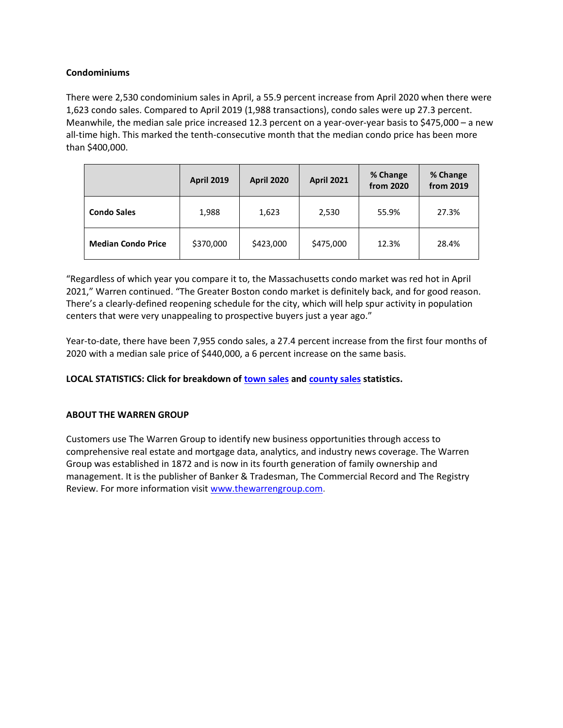**Condominiums**

There were 2,530 condominium sales in April, a 55.9 percent increase from April 2020 when there were 1,623 condo sales. Compared to April 2019 (1,988 transactions), condo sales were up 27.3 percent. Meanwhile, the median sale price increased 12.3 percent on a year-over-year basis to $475,000 – a new all-time high. This marked the tenth-consecutive month that the median condo price has been more than $400,000.

| | April 2019 | April 2020 | April 2021 | % Change from 2020 | % Change from 2019 |
|---|---|---|---|---|---|
| **Condo Sales** | 1,988 | 1,623 | 2,530 | 55.9% | 27.3% |
| **Median Condo Price** | $370,000 | $423,000 | $475,000 | 12.3% | 28.4% |

"Regardless of which year you compare it to, the Massachusetts condo market was red hot in April 2021," Warren continued. "The Greater Boston condo market is definitely back, and for good reason. There's a clearly-defined reopening schedule for the city, which will help spur activity in population centers that were very unappealing to prospective buyers just a year ago."

Year-to-date, there have been 7,955 condo sales, a 27.4 percent increase from the first four months of 2020 with a median sale price of $440,000, a 6 percent increase on the same basis.

**LOCAL STATISTICS: Click for breakdown of town sales and county sales statistics.**

**ABOUT THE WARREN GROUP**

Customers use The Warren Group to identify new business opportunities through access to comprehensive real estate and mortgage data, analytics, and industry news coverage. The Warren Group was established in 1872 and is now in its fourth generation of family ownership and management. It is the publisher of Banker & Tradesman, The Commercial Record and The Registry Review. For more information visit www.thewarrengroup.com.